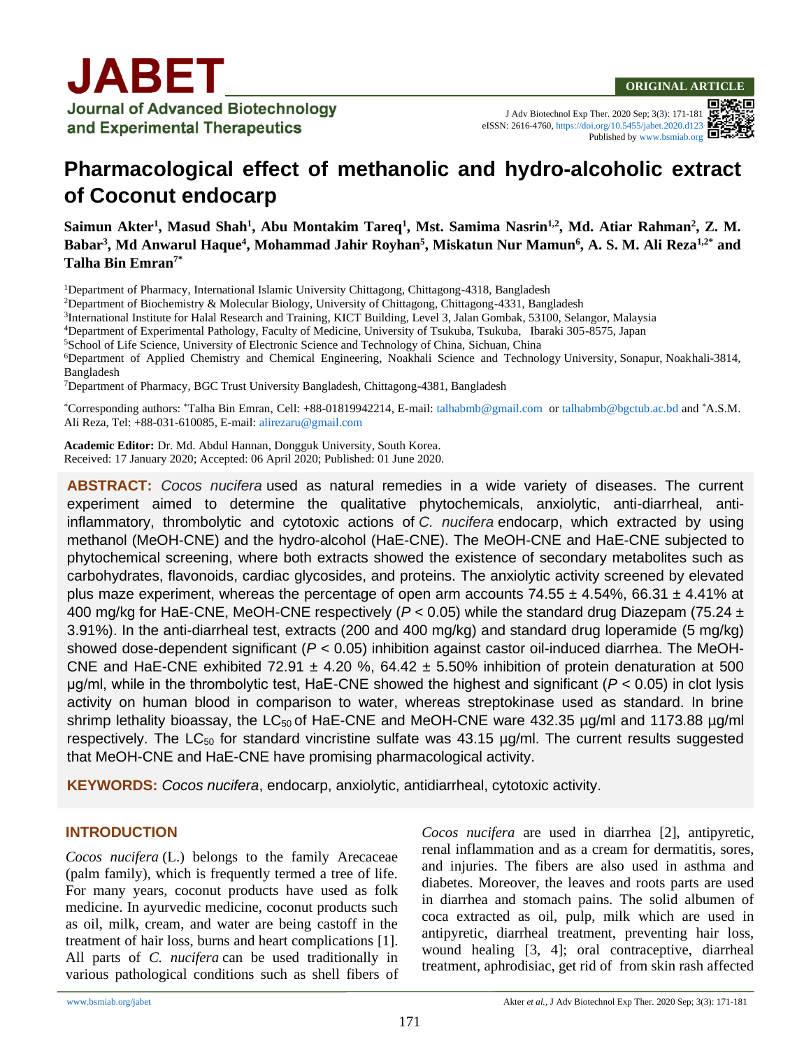ORIGINAL ARTICLE

# Pharmacological effect of methanolic and hydro-alcoholic extract of Coconut endocarp

**Saimun Akter[1], Masud Shah[1], Abu Montakim Tareq[1], Mst. Samima Nasrin[1,2], Md. Atiar Rahman[2], Z. M. Babar[3], Md Anwarul Haque[4], Mohammad Jahir Royhan[5], Miskatun Nur Mamun[6], A. S. M. Ali Reza[1,2*] and Talha Bin Emran[7*]**

[1]Department of Pharmacy, International Islamic University Chittagong, Chittagong-4318, Bangladesh
[2]Department of Biochemistry & Molecular Biology, University of Chittagong, Chittagong-4331, Bangladesh
[3]International Institute for Halal Research and Training, KICT Building, Level 3, Jalan Gombak, 53100, Selangor, Malaysia
[4]Department of Experimental Pathology, Faculty of Medicine, University of Tsukuba, Tsukuba, Ibaraki 305-8575, Japan
[5]School of Life Science, University of Electronic Science and Technology of China, Sichuan, China
[6]Department of Applied Chemistry and Chemical Engineering, Noakhali Science and Technology University, Sonapur, Noakhali-3814, Bangladesh
[7]Department of Pharmacy, BGC Trust University Bangladesh, Chittagong-4381, Bangladesh

*Corresponding authors: *Talha Bin Emran, Cell: +88-01819942214, E-mail: talhabmb@gmail.com or talhabmb@bgctub.ac.bd and *A.S.M. Ali Reza, Tel: +88-031-610085, E-mail: alirezaru@gmail.com

**Academic Editor:** Dr. Md. Abdul Hannan, Dongguk University, South Korea.
Received: 17 January 2020; Accepted: 06 April 2020; Published: 01 June 2020.

**ABSTRACT:** *Cocos nucifera* used as natural remedies in a wide variety of diseases. The current experiment aimed to determine the qualitative phytochemicals, anxiolytic, anti-diarrheal, anti-inflammatory, thrombolytic and cytotoxic actions of *C. nucifera* endocarp, which extracted by using methanol (MeOH-CNE) and the hydro-alcohol (HaE-CNE). The MeOH-CNE and HaE-CNE subjected to phytochemical screening, where both extracts showed the existence of secondary metabolites such as carbohydrates, flavonoids, cardiac glycosides, and proteins. The anxiolytic activity screened by elevated plus maze experiment, whereas the percentage of open arm accounts 74.55 ± 4.54%, 66.31 ± 4.41% at 400 mg/kg for HaE-CNE, MeOH-CNE respectively ($P < 0.05$) while the standard drug Diazepam (75.24 ± 3.91%). In the anti-diarrheal test, extracts (200 and 400 mg/kg) and standard drug loperamide (5 mg/kg) showed dose-dependent significant ($P < 0.05$) inhibition against castor oil-induced diarrhea. The MeOH-CNE and HaE-CNE exhibited 72.91 ± 4.20 %, 64.42 ± 5.50% inhibition of protein denaturation at 500 µg/ml, while in the thrombolytic test, HaE-CNE showed the highest and significant ($P < 0.05$) in clot lysis activity on human blood in comparison to water, whereas streptokinase used as standard. In brine shrimp lethality bioassay, the $LC_{50}$ of HaE-CNE and MeOH-CNE ware 432.35 µg/ml and 1173.88 µg/ml respectively. The $LC_{50}$ for standard vincristine sulfate was 43.15 µg/ml. The current results suggested that MeOH-CNE and HaE-CNE have promising pharmacological activity.

**KEYWORDS:** *Cocos nucifera*, endocarp, anxiolytic, antidiarrheal, cytotoxic activity.

## INTRODUCTION

*Cocos nucifera* (L.) belongs to the family Arecaceae (palm family), which is frequently termed a tree of life. For many years, coconut products have used as folk medicine. In ayurvedic medicine, coconut products such as oil, milk, cream, and water are being castoff in the treatment of hair loss, burns and heart complications [1]. All parts of *C. nucifera* can be used traditionally in various pathological conditions such as shell fibers of *Cocos nucifera* are used in diarrhea [2], antipyretic, renal inflammation and as a cream for dermatitis, sores, and injuries. The fibers are also used in asthma and diabetes. Moreover, the leaves and roots parts are used in diarrhea and stomach pains. The solid albumen of coca extracted as oil, pulp, milk which are used in antipyretic, diarrheal treatment, preventing hair loss, wound healing [3, 4]; oral contraceptive, diarrheal treatment, aphrodisiac, get rid of from skin rash affected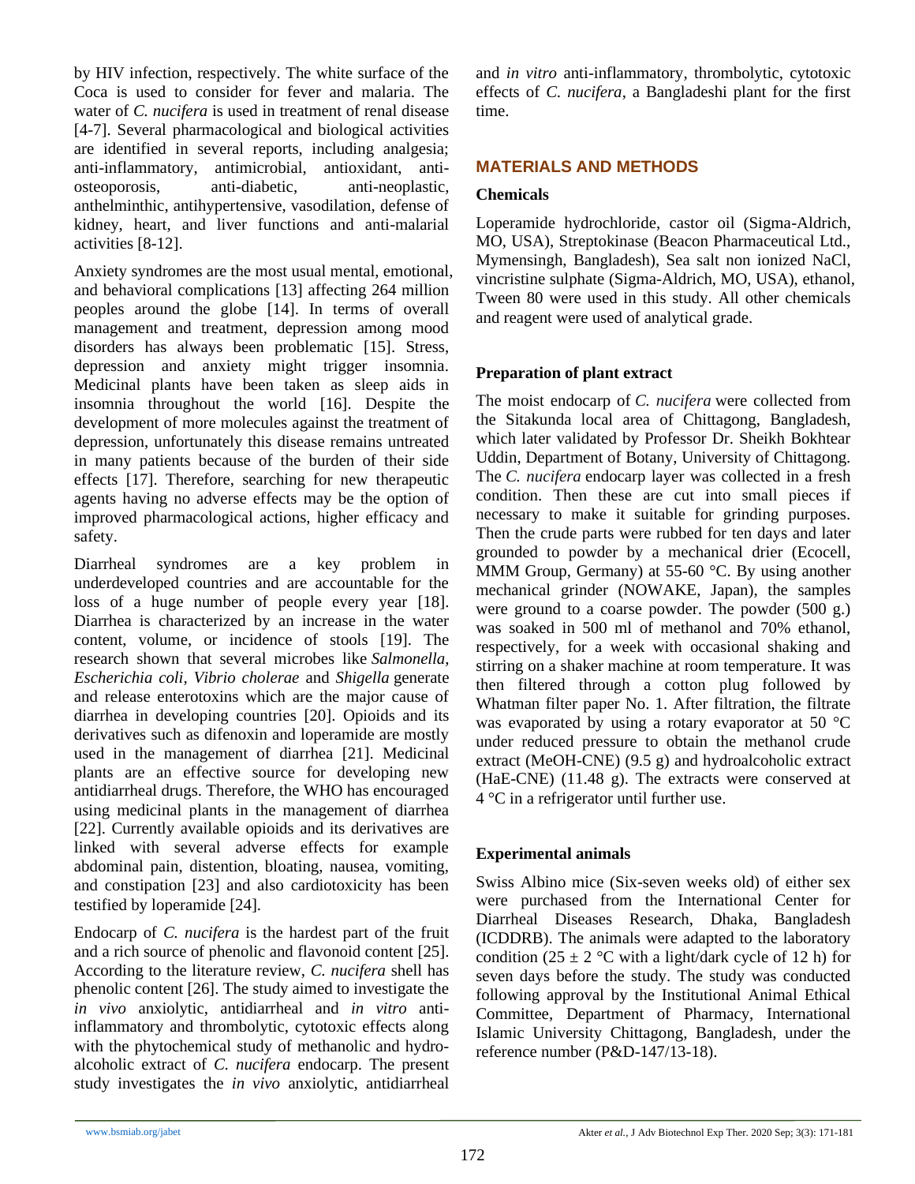by HIV infection, respectively. The white surface of the Coca is used to consider for fever and malaria. The water of *C. nucifera* is used in treatment of renal disease [4-7]. Several pharmacological and biological activities are identified in several reports, including analgesia; anti-inflammatory, antimicrobial, antioxidant, anti-osteoporosis, anti-diabetic, anti-neoplastic, anthelminthic, antihypertensive, vasodilation, defense of kidney, heart, and liver functions and anti-malarial activities [8-12].

Anxiety syndromes are the most usual mental, emotional, and behavioral complications [13] affecting 264 million peoples around the globe [14]. In terms of overall management and treatment, depression among mood disorders has always been problematic [15]. Stress, depression and anxiety might trigger insomnia. Medicinal plants have been taken as sleep aids in insomnia throughout the world [16]. Despite the development of more molecules against the treatment of depression, unfortunately this disease remains untreated in many patients because of the burden of their side effects [17]. Therefore, searching for new therapeutic agents having no adverse effects may be the option of improved pharmacological actions, higher efficacy and safety.

Diarrheal syndromes are a key problem in underdeveloped countries and are accountable for the loss of a huge number of people every year [18]. Diarrhea is characterized by an increase in the water content, volume, or incidence of stools [19]. The research shown that several microbes like *Salmonella*, *Escherichia coli*, *Vibrio cholerae* and *Shigella* generate and release enterotoxins which are the major cause of diarrhea in developing countries [20]. Opioids and its derivatives such as difenoxin and loperamide are mostly used in the management of diarrhea [21]. Medicinal plants are an effective source for developing new antidiarrheal drugs. Therefore, the WHO has encouraged using medicinal plants in the management of diarrhea [22]. Currently available opioids and its derivatives are linked with several adverse effects for example abdominal pain, distention, bloating, nausea, vomiting, and constipation [23] and also cardiotoxicity has been testified by loperamide [24].

Endocarp of *C. nucifera* is the hardest part of the fruit and a rich source of phenolic and flavonoid content [25]. According to the literature review, *C. nucifera* shell has phenolic content [26]. The study aimed to investigate the *in vivo* anxiolytic, antidiarrheal and *in vitro* anti-inflammatory and thrombolytic, cytotoxic effects along with the phytochemical study of methanolic and hydro-alcoholic extract of *C. nucifera* endocarp. The present study investigates the *in vivo* anxiolytic, antidiarrheal and *in vitro* anti-inflammatory, thrombolytic, cytotoxic effects of *C. nucifera*, a Bangladeshi plant for the first time.

## MATERIALS AND METHODS

### Chemicals

Loperamide hydrochloride, castor oil (Sigma-Aldrich, MO, USA), Streptokinase (Beacon Pharmaceutical Ltd., Mymensingh, Bangladesh), Sea salt non ionized NaCl, vincristine sulphate (Sigma-Aldrich, MO, USA), ethanol, Tween 80 were used in this study. All other chemicals and reagent were used of analytical grade.

### Preparation of plant extract

The moist endocarp of *C. nucifera* were collected from the Sitakunda local area of Chittagong, Bangladesh, which later validated by Professor Dr. Sheikh Bokhtear Uddin, Department of Botany, University of Chittagong. The *C. nucifera* endocarp layer was collected in a fresh condition. Then these are cut into small pieces if necessary to make it suitable for grinding purposes. Then the crude parts were rubbed for ten days and later grounded to powder by a mechanical drier (Ecocell, MMM Group, Germany) at 55-60 °C. By using another mechanical grinder (NOWAKE, Japan), the samples were ground to a coarse powder. The powder (500 g.) was soaked in 500 ml of methanol and 70% ethanol, respectively, for a week with occasional shaking and stirring on a shaker machine at room temperature. It was then filtered through a cotton plug followed by Whatman filter paper No. 1. After filtration, the filtrate was evaporated by using a rotary evaporator at 50 °C under reduced pressure to obtain the methanol crude extract (MeOH-CNE) (9.5 g) and hydroalcoholic extract (HaE-CNE) (11.48 g). The extracts were conserved at 4 °C in a refrigerator until further use.

### Experimental animals

Swiss Albino mice (Six-seven weeks old) of either sex were purchased from the International Center for Diarrheal Diseases Research, Dhaka, Bangladesh (ICDDRB). The animals were adapted to the laboratory condition (25 ± 2 °C with a light/dark cycle of 12 h) for seven days before the study. The study was conducted following approval by the Institutional Animal Ethical Committee, Department of Pharmacy, International Islamic University Chittagong, Bangladesh, under the reference number (P&D-147/13-18).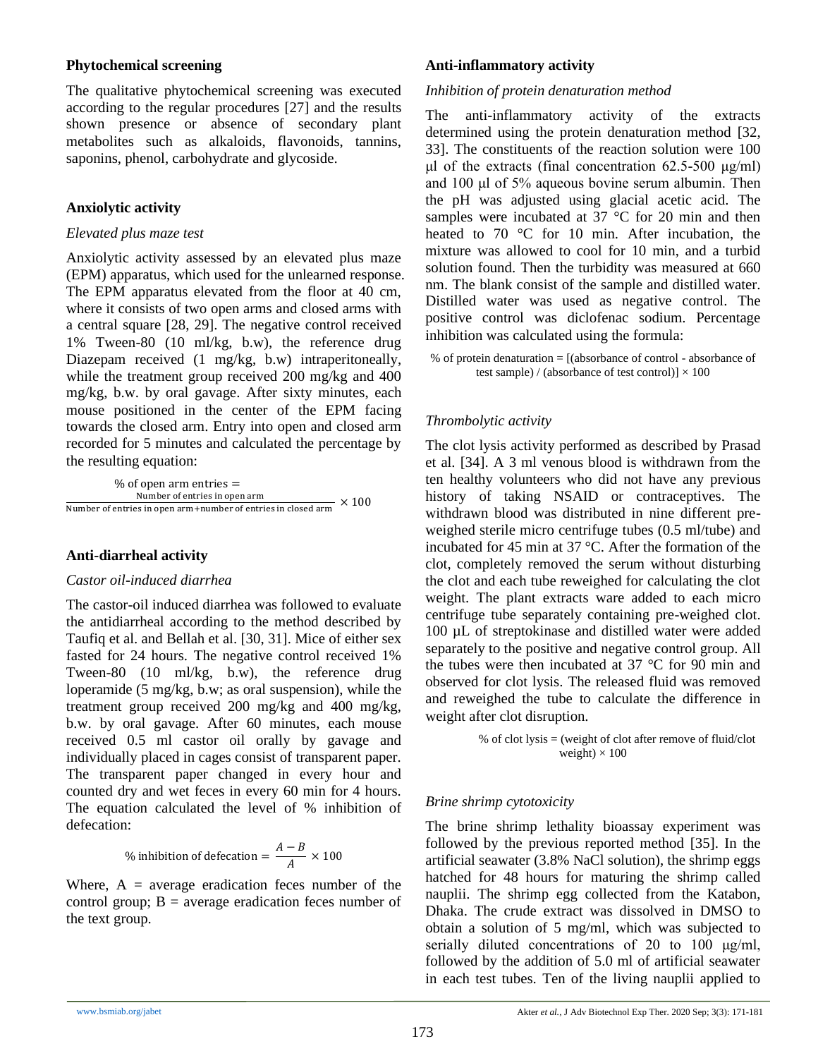### Phytochemical screening

The qualitative phytochemical screening was executed according to the regular procedures [27] and the results shown presence or absence of secondary plant metabolites such as alkaloids, flavonoids, tannins, saponins, phenol, carbohydrate and glycoside.

### Anxiolytic activity

*Elevated plus maze test*

Anxiolytic activity assessed by an elevated plus maze (EPM) apparatus, which used for the unlearned response. The EPM apparatus elevated from the floor at 40 cm, where it consists of two open arms and closed arms with a central square [28, 29]. The negative control received 1% Tween-80 (10 ml/kg, b.w), the reference drug Diazepam received (1 mg/kg, b.w) intraperitoneally, while the treatment group received 200 mg/kg and 400 mg/kg, b.w. by oral gavage. After sixty minutes, each mouse positioned in the center of the EPM facing towards the closed arm. Entry into open and closed arm recorded for 5 minutes and calculated the percentage by the resulting equation:

$$\% \text{ of open arm entries} = \frac{\text{Number of entries in open arm}}{\text{Number of entries in open arm} + \text{number of entries in closed arm}} \times 100$$

### Anti-diarrheal activity

*Castor oil-induced diarrhea*

The castor-oil induced diarrhea was followed to evaluate the antidiarrheal according to the method described by Taufiq et al. and Bellah et al. [30, 31]. Mice of either sex fasted for 24 hours. The negative control received 1% Tween-80 (10 ml/kg, b.w), the reference drug loperamide (5 mg/kg, b.w; as oral suspension), while the treatment group received 200 mg/kg and 400 mg/kg, b.w. by oral gavage. After 60 minutes, each mouse received 0.5 ml castor oil orally by gavage and individually placed in cages consist of transparent paper. The transparent paper changed in every hour and counted dry and wet feces in every 60 min for 4 hours. The equation calculated the level of % inhibition of defecation:

$$\% \text{ inhibition of defecation} = \frac{A - B}{A} \times 100$$

Where, A = average eradication feces number of the control group; B = average eradication feces number of the text group.

### Anti-inflammatory activity

*Inhibition of protein denaturation method*

The anti-inflammatory activity of the extracts determined using the protein denaturation method [32, 33]. The constituents of the reaction solution were 100 μl of the extracts (final concentration 62.5-500 μg/ml) and 100 μl of 5% aqueous bovine serum albumin. Then the pH was adjusted using glacial acetic acid. The samples were incubated at 37 °C for 20 min and then heated to 70 °C for 10 min. After incubation, the mixture was allowed to cool for 10 min, and a turbid solution found. Then the turbidity was measured at 660 nm. The blank consist of the sample and distilled water. Distilled water was used as negative control. The positive control was diclofenac sodium. Percentage inhibition was calculated using the formula:

% of protein denaturation = [(absorbance of control - absorbance of test sample) / (absorbance of test control)] × 100

*Thrombolytic activity*

The clot lysis activity performed as described by Prasad et al. [34]. A 3 ml venous blood is withdrawn from the ten healthy volunteers who did not have any previous history of taking NSAID or contraceptives. The withdrawn blood was distributed in nine different pre-weighed sterile micro centrifuge tubes (0.5 ml/tube) and incubated for 45 min at 37 °C. After the formation of the clot, completely removed the serum without disturbing the clot and each tube reweighed for calculating the clot weight. The plant extracts ware added to each micro centrifuge tube separately containing pre-weighed clot. 100 μL of streptokinase and distilled water were added separately to the positive and negative control group. All the tubes were then incubated at 37 °C for 90 min and observed for clot lysis. The released fluid was removed and reweighed the tube to calculate the difference in weight after clot disruption.

% of clot lysis = (weight of clot after remove of fluid/clot weight) × 100

*Brine shrimp cytotoxicity*

The brine shrimp lethality bioassay experiment was followed by the previous reported method [35]. In the artificial seawater (3.8% NaCl solution), the shrimp eggs hatched for 48 hours for maturing the shrimp called nauplii. The shrimp egg collected from the Katabon, Dhaka. The crude extract was dissolved in DMSO to obtain a solution of 5 mg/ml, which was subjected to serially diluted concentrations of 20 to 100 μg/ml, followed by the addition of 5.0 ml of artificial seawater in each test tubes. Ten of the living nauplii applied to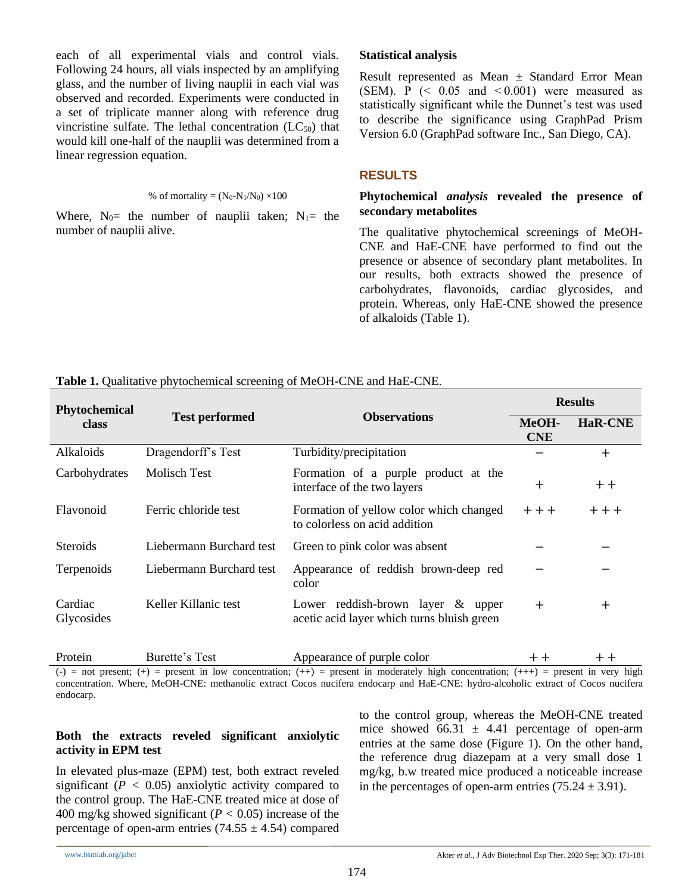each of all experimental vials and control vials. Following 24 hours, all vials inspected by an amplifying glass, and the number of living nauplii in each vial was observed and recorded. Experiments were conducted in a set of triplicate manner along with reference drug vincristine sulfate. The lethal concentration ($LC_{50}$) that would kill one-half of the nauplii was determined from a linear regression equation.

$$\% \text{ of mortality} = (N_0 - N_1/N_0) \times 100$$

Where, $N_0$= the number of nauplii taken; $N_1$= the number of nauplii alive.

### Statistical analysis

Result represented as Mean ± Standard Error Mean (SEM). P (< 0.05 and < 0.001) were measured as statistically significant while the Dunnet's test was used to describe the significance using GraphPad Prism Version 6.0 (GraphPad software Inc., San Diego, CA).

## RESULTS

### Phytochemical *analysis* revealed the presence of secondary metabolites

The qualitative phytochemical screenings of MeOH-CNE and HaE-CNE have performed to find out the presence or absence of secondary plant metabolites. In our results, both extracts showed the presence of carbohydrates, flavonoids, cardiac glycosides, and protein. Whereas, only HaE-CNE showed the presence of alkaloids (Table 1).

**Table 1.** Qualitative phytochemical screening of MeOH-CNE and HaE-CNE.

| Phytochemical class | Test performed | Observations | Results | |
|---|---|---|---|---|
| | | | MeOH-CNE | HaR-CNE |
| Alkaloids | Dragendorff's Test | Turbidity/precipitation | − | + |
| Carbohydrates | Molisch Test | Formation of a purple product at the interface of the two layers | + | ++ |
| Flavonoid | Ferric chloride test | Formation of yellow color which changed to colorless on acid addition | +++ | +++ |
| Steroids | Liebermann Burchard test | Green to pink color was absent | − | − |
| Terpenoids | Liebermann Burchard test | Appearance of reddish brown-deep red color | − | − |
| Cardiac Glycosides | Keller Killanic test | Lower reddish-brown layer & upper acetic acid layer which turns bluish green | + | + |
| Protein | Burette's Test | Appearance of purple color | ++ | ++ |

(-) = not present; (+) = present in low concentration; (++) = present in moderately high concentration; (+++) = present in very high concentration. Where, MeOH-CNE: methanolic extract Cocos nucifera endocarp and HaE-CNE: hydro-alcoholic extract of Cocos nucifera endocarp.

### Both the extracts reveled significant anxiolytic activity in EPM test

In elevated plus-maze (EPM) test, both extract reveled significant ($P < 0.05$) anxiolytic activity compared to the control group. The HaE-CNE treated mice at dose of 400 mg/kg showed significant ($P < 0.05$) increase of the percentage of open-arm entries (74.55 ± 4.54) compared to the control group, whereas the MeOH-CNE treated mice showed 66.31 ± 4.41 percentage of open-arm entries at the same dose (Figure 1). On the other hand, the reference drug diazepam at a very small dose 1 mg/kg, b.w treated mice produced a noticeable increase in the percentages of open-arm entries (75.24 ± 3.91).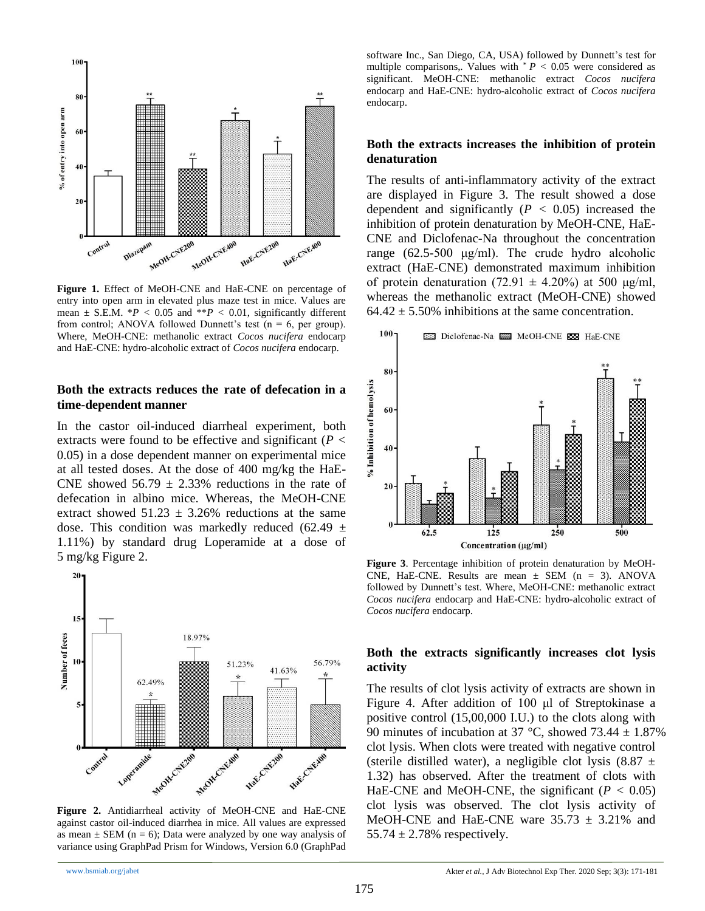Figure 1. Effect of MeOH-CNE and HaE-CNE on percentage of entry into open arm in elevated plus maze test in mice. Values are mean ± S.E.M. *$P < 0.05$ and **$P < 0.01$, significantly different from control; ANOVA followed Dunnett's test (n = 6, per group). Where, MeOH-CNE: methanolic extract *Cocos nucifera* endocarp and HaE-CNE: hydro-alcoholic extract of *Cocos nucifera* endocarp.

## Both the extracts reduces the rate of defecation in a time-dependent manner

In the castor oil-induced diarrheal experiment, both extracts were found to be effective and significant ($P < 0.05$) in a dose dependent manner on experimental mice at all tested doses. At the dose of 400 mg/kg the HaE-CNE showed 56.79 ± 2.33% reductions in the rate of defecation in albino mice. Whereas, the MeOH-CNE extract showed 51.23 ± 3.26% reductions at the same dose. This condition was markedly reduced (62.49 ± 1.11%) by standard drug Loperamide at a dose of 5 mg/kg Figure 2.

Figure 2. Antidiarrheal activity of MeOH-CNE and HaE-CNE against castor oil-induced diarrhea in mice. All values are expressed as mean ± SEM (n = 6); Data were analyzed by one way analysis of variance using GraphPad Prism for Windows, Version 6.0 (GraphPad software Inc., San Diego, CA, USA) followed by Dunnett's test for multiple comparisons,. Values with * $P < 0.05$ were considered as significant. MeOH-CNE: methanolic extract *Cocos nucifera* endocarp and HaE-CNE: hydro-alcoholic extract of *Cocos nucifera* endocarp.

## Both the extracts increases the inhibition of protein denaturation

The results of anti-inflammatory activity of the extract are displayed in Figure 3. The result showed a dose dependent and significantly ($P < 0.05$) increased the inhibition of protein denaturation by MeOH-CNE, HaE-CNE and Diclofenac-Na throughout the concentration range (62.5-500 μg/ml). The crude hydro alcoholic extract (HaE-CNE) demonstrated maximum inhibition of protein denaturation (72.91 ± 4.20%) at 500 μg/ml, whereas the methanolic extract (MeOH-CNE) showed 64.42 ± 5.50% inhibitions at the same concentration.

Figure 3. Percentage inhibition of protein denaturation by MeOH-CNE, HaE-CNE. Results are mean ± SEM (n = 3). ANOVA followed by Dunnett's test. Where, MeOH-CNE: methanolic extract *Cocos nucifera* endocarp and HaE-CNE: hydro-alcoholic extract of *Cocos nucifera* endocarp.

## Both the extracts significantly increases clot lysis activity

The results of clot lysis activity of extracts are shown in Figure 4. After addition of 100 μl of Streptokinase a positive control (15,00,000 I.U.) to the clots along with 90 minutes of incubation at 37 °C, showed 73.44 ± 1.87% clot lysis. When clots were treated with negative control (sterile distilled water), a negligible clot lysis (8.87 ± 1.32) has observed. After the treatment of clots with HaE-CNE and MeOH-CNE, the significant ($P < 0.05$) clot lysis was observed. The clot lysis activity of MeOH-CNE and HaE-CNE ware 35.73 ± 3.21% and 55.74 ± 2.78% respectively.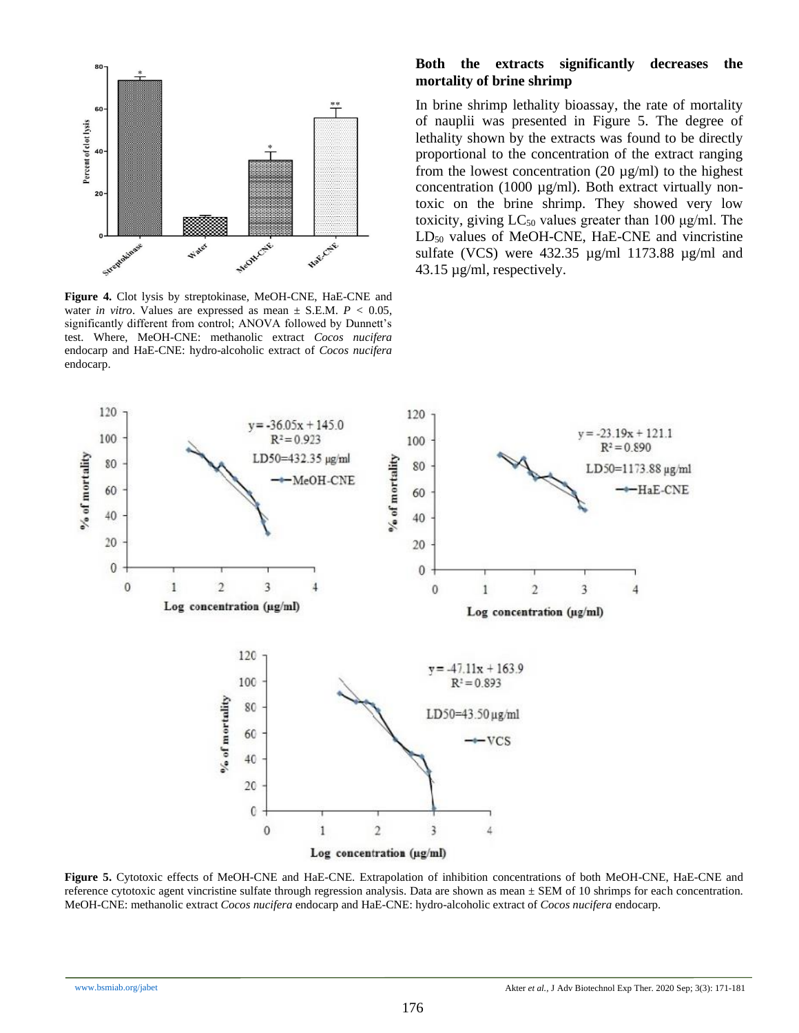**Figure 4.** Clot lysis by streptokinase, MeOH-CNE, HaE-CNE and water *in vitro*. Values are expressed as mean ± S.E.M. $P < 0.05$, significantly different from control; ANOVA followed by Dunnett's test. Where, MeOH-CNE: methanolic extract *Cocos nucifera* endocarp and HaE-CNE: hydro-alcoholic extract of *Cocos nucifera* endocarp.

### Both the extracts significantly decreases the mortality of brine shrimp

In brine shrimp lethality bioassay, the rate of mortality of nauplii was presented in Figure 5. The degree of lethality shown by the extracts was found to be directly proportional to the concentration of the extract ranging from the lowest concentration (20 µg/ml) to the highest concentration (1000 µg/ml). Both extract virtually non-toxic on the brine shrimp. They showed very low toxicity, giving $LC_{50}$ values greater than 100 µg/ml. The $LD_{50}$ values of MeOH-CNE, HaE-CNE and vincristine sulfate (VCS) were 432.35 µg/ml 1173.88 µg/ml and 43.15 µg/ml, respectively.

**Figure 5.** Cytotoxic effects of MeOH-CNE and HaE-CNE. Extrapolation of inhibition concentrations of both MeOH-CNE, HaE-CNE and reference cytotoxic agent vincristine sulfate through regression analysis. Data are shown as mean ± SEM of 10 shrimps for each concentration. MeOH-CNE: methanolic extract *Cocos nucifera* endocarp and HaE-CNE: hydro-alcoholic extract of *Cocos nucifera* endocarp.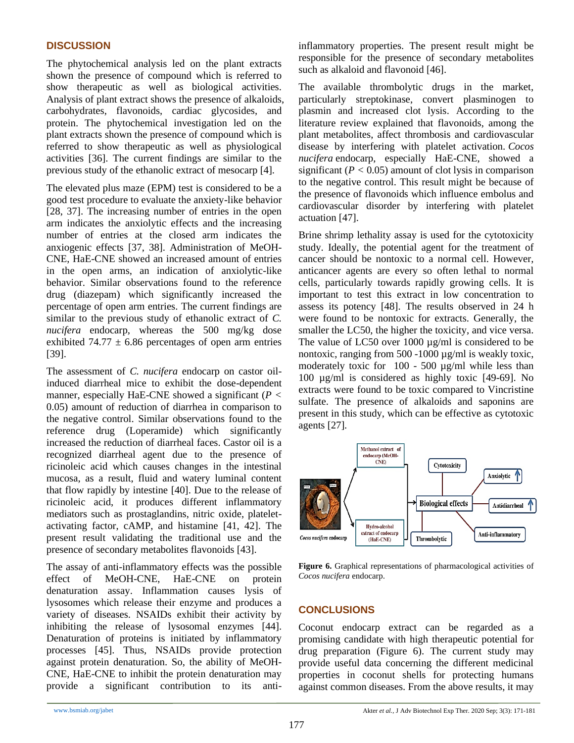## DISCUSSION

The phytochemical analysis led on the plant extracts shown the presence of compound which is referred to show therapeutic as well as biological activities. Analysis of plant extract shows the presence of alkaloids, carbohydrates, flavonoids, cardiac glycosides, and protein. The phytochemical investigation led on the plant extracts shown the presence of compound which is referred to show therapeutic as well as physiological activities [36]. The current findings are similar to the previous study of the ethanolic extract of mesocarp [4].

The elevated plus maze (EPM) test is considered to be a good test procedure to evaluate the anxiety-like behavior [28, 37]. The increasing number of entries in the open arm indicates the anxiolytic effects and the increasing number of entries at the closed arm indicates the anxiogenic effects [37, 38]. Administration of MeOH-CNE, HaE-CNE showed an increased amount of entries in the open arms, an indication of anxiolytic-like behavior. Similar observations found to the reference drug (diazepam) which significantly increased the percentage of open arm entries. The current findings are similar to the previous study of ethanolic extract of *C. nucifera* endocarp, whereas the 500 mg/kg dose exhibited 74.77 ± 6.86 percentages of open arm entries [39].

The assessment of *C. nucifera* endocarp on castor oil-induced diarrheal mice to exhibit the dose-dependent manner, especially HaE-CNE showed a significant ($P < 0.05$) amount of reduction of diarrhea in comparison to the negative control. Similar observations found to the reference drug (Loperamide) which significantly increased the reduction of diarrheal faces. Castor oil is a recognized diarrheal agent due to the presence of ricinoleic acid which causes changes in the intestinal mucosa, as a result, fluid and watery luminal content that flow rapidly by intestine [40]. Due to the release of ricinoleic acid, it produces different inflammatory mediators such as prostaglandins, nitric oxide, platelet-activating factor, cAMP, and histamine [41, 42]. The present result validating the traditional use and the presence of secondary metabolites flavonoids [43].

The assay of anti-inflammatory effects was the possible effect of MeOH-CNE, HaE-CNE on protein denaturation assay. Inflammation causes lysis of lysosomes which release their enzyme and produces a variety of diseases. NSAIDs exhibit their activity by inhibiting the release of lysosomal enzymes [44]. Denaturation of proteins is initiated by inflammatory processes [45]. Thus, NSAIDs provide protection against protein denaturation. So, the ability of MeOH-CNE, HaE-CNE to inhibit the protein denaturation may provide a significant contribution to its anti-inflammatory properties. The present result might be responsible for the presence of secondary metabolites such as alkaloid and flavonoid [46].

The available thrombolytic drugs in the market, particularly streptokinase, convert plasminogen to plasmin and increased clot lysis. According to the literature review explained that flavonoids, among the plant metabolites, affect thrombosis and cardiovascular disease by interfering with platelet activation. *Cocos nucifera* endocarp, especially HaE-CNE, showed a significant ($P < 0.05$) amount of clot lysis in comparison to the negative control. This result might be because of the presence of flavonoids which influence embolus and cardiovascular disorder by interfering with platelet actuation [47].

Brine shrimp lethality assay is used for the cytotoxicity study. Ideally, the potential agent for the treatment of cancer should be nontoxic to a normal cell. However, anticancer agents are every so often lethal to normal cells, particularly towards rapidly growing cells. It is important to test this extract in low concentration to assess its potency [48]. The results observed in 24 h were found to be nontoxic for extracts. Generally, the smaller the LC50, the higher the toxicity, and vice versa. The value of LC50 over 1000 µg/ml is considered to be nontoxic, ranging from 500 -1000 µg/ml is weakly toxic, moderately toxic for 100 - 500 µg/ml while less than 100 µg/ml is considered as highly toxic [49-69]. No extracts were found to be toxic compared to Vincristine sulfate. The presence of alkaloids and saponins are present in this study, which can be effective as cytotoxic agents [27].

**Figure 6.** Graphical representations of pharmacological activities of *Cocos nucifera* endocarp.

## CONCLUSIONS

Coconut endocarp extract can be regarded as a promising candidate with high therapeutic potential for drug preparation (Figure 6). The current study may provide useful data concerning the different medicinal properties in coconut shells for protecting humans against common diseases. From the above results, it may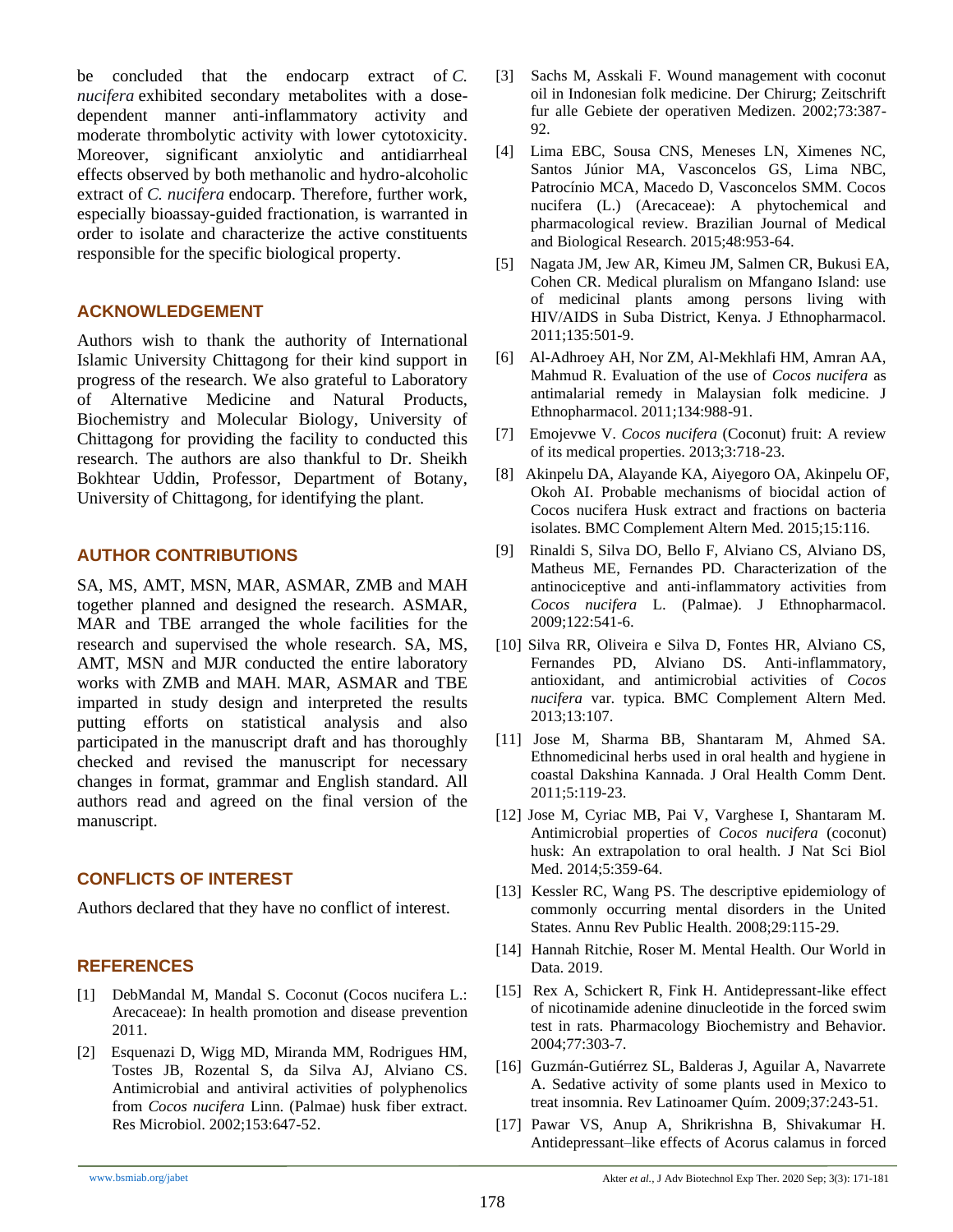be concluded that the endocarp extract of *C. nucifera* exhibited secondary metabolites with a dose-dependent manner anti-inflammatory activity and moderate thrombolytic activity with lower cytotoxicity. Moreover, significant anxiolytic and antidiarrheal effects observed by both methanolic and hydro-alcoholic extract of *C. nucifera* endocarp. Therefore, further work, especially bioassay-guided fractionation, is warranted in order to isolate and characterize the active constituents responsible for the specific biological property.

## ACKNOWLEDGEMENT

Authors wish to thank the authority of International Islamic University Chittagong for their kind support in progress of the research. We also grateful to Laboratory of Alternative Medicine and Natural Products, Biochemistry and Molecular Biology, University of Chittagong for providing the facility to conducted this research. The authors are also thankful to Dr. Sheikh Bokhtear Uddin, Professor, Department of Botany, University of Chittagong, for identifying the plant.

## AUTHOR CONTRIBUTIONS

SA, MS, AMT, MSN, MAR, ASMAR, ZMB and MAH together planned and designed the research. ASMAR, MAR and TBE arranged the whole facilities for the research and supervised the whole research. SA, MS, AMT, MSN and MJR conducted the entire laboratory works with ZMB and MAH. MAR, ASMAR and TBE imparted in study design and interpreted the results putting efforts on statistical analysis and also participated in the manuscript draft and has thoroughly checked and revised the manuscript for necessary changes in format, grammar and English standard. All authors read and agreed on the final version of the manuscript.

## CONFLICTS OF INTEREST

Authors declared that they have no conflict of interest.

## REFERENCES

[1] DebMandal M, Mandal S. Coconut (Cocos nucifera L.: Arecaceae): In health promotion and disease prevention 2011.

[2] Esquenazi D, Wigg MD, Miranda MM, Rodrigues HM, Tostes JB, Rozental S, da Silva AJ, Alviano CS. Antimicrobial and antiviral activities of polyphenolics from *Cocos nucifera* Linn. (Palmae) husk fiber extract. Res Microbiol. 2002;153:647-52.

[3] Sachs M, Asskali F. Wound management with coconut oil in Indonesian folk medicine. Der Chirurg; Zeitschrift fur alle Gebiete der operativen Medizen. 2002;73:387-92.

[4] Lima EBC, Sousa CNS, Meneses LN, Ximenes NC, Santos Júnior MA, Vasconcelos GS, Lima NBC, Patrocínio MCA, Macedo D, Vasconcelos SMM. Cocos nucifera (L.) (Arecaceae): A phytochemical and pharmacological review. Brazilian Journal of Medical and Biological Research. 2015;48:953-64.

[5] Nagata JM, Jew AR, Kimeu JM, Salmen CR, Bukusi EA, Cohen CR. Medical pluralism on Mfangano Island: use of medicinal plants among persons living with HIV/AIDS in Suba District, Kenya. J Ethnopharmacol. 2011;135:501-9.

[6] Al-Adhroey AH, Nor ZM, Al-Mekhlafi HM, Amran AA, Mahmud R. Evaluation of the use of *Cocos nucifera* as antimalarial remedy in Malaysian folk medicine. J Ethnopharmacol. 2011;134:988-91.

[7] Emojevwe V. *Cocos nucifera* (Coconut) fruit: A review of its medical properties. 2013;3:718-23.

[8] Akinpelu DA, Alayande KA, Aiyegoro OA, Akinpelu OF, Okoh AI. Probable mechanisms of biocidal action of Cocos nucifera Husk extract and fractions on bacteria isolates. BMC Complement Altern Med. 2015;15:116.

[9] Rinaldi S, Silva DO, Bello F, Alviano CS, Alviano DS, Matheus ME, Fernandes PD. Characterization of the antinociceptive and anti-inflammatory activities from *Cocos nucifera* L. (Palmae). J Ethnopharmacol. 2009;122:541-6.

[10] Silva RR, Oliveira e Silva D, Fontes HR, Alviano CS, Fernandes PD, Alviano DS. Anti-inflammatory, antioxidant, and antimicrobial activities of *Cocos nucifera* var. typica. BMC Complement Altern Med. 2013;13:107.

[11] Jose M, Sharma BB, Shantaram M, Ahmed SA. Ethnomedicinal herbs used in oral health and hygiene in coastal Dakshina Kannada. J Oral Health Comm Dent. 2011;5:119-23.

[12] Jose M, Cyriac MB, Pai V, Varghese I, Shantaram M. Antimicrobial properties of *Cocos nucifera* (coconut) husk: An extrapolation to oral health. J Nat Sci Biol Med. 2014;5:359-64.

[13] Kessler RC, Wang PS. The descriptive epidemiology of commonly occurring mental disorders in the United States. Annu Rev Public Health. 2008;29:115-29.

[14] Hannah Ritchie, Roser M. Mental Health. Our World in Data. 2019.

[15] Rex A, Schickert R, Fink H. Antidepressant-like effect of nicotinamide adenine dinucleotide in the forced swim test in rats. Pharmacology Biochemistry and Behavior. 2004;77:303-7.

[16] Guzmán-Gutiérrez SL, Balderas J, Aguilar A, Navarrete A. Sedative activity of some plants used in Mexico to treat insomnia. Rev Latinoamer Quím. 2009;37:243-51.

[17] Pawar VS, Anup A, Shrikrishna B, Shivakumar H. Antidepressant–like effects of Acorus calamus in forced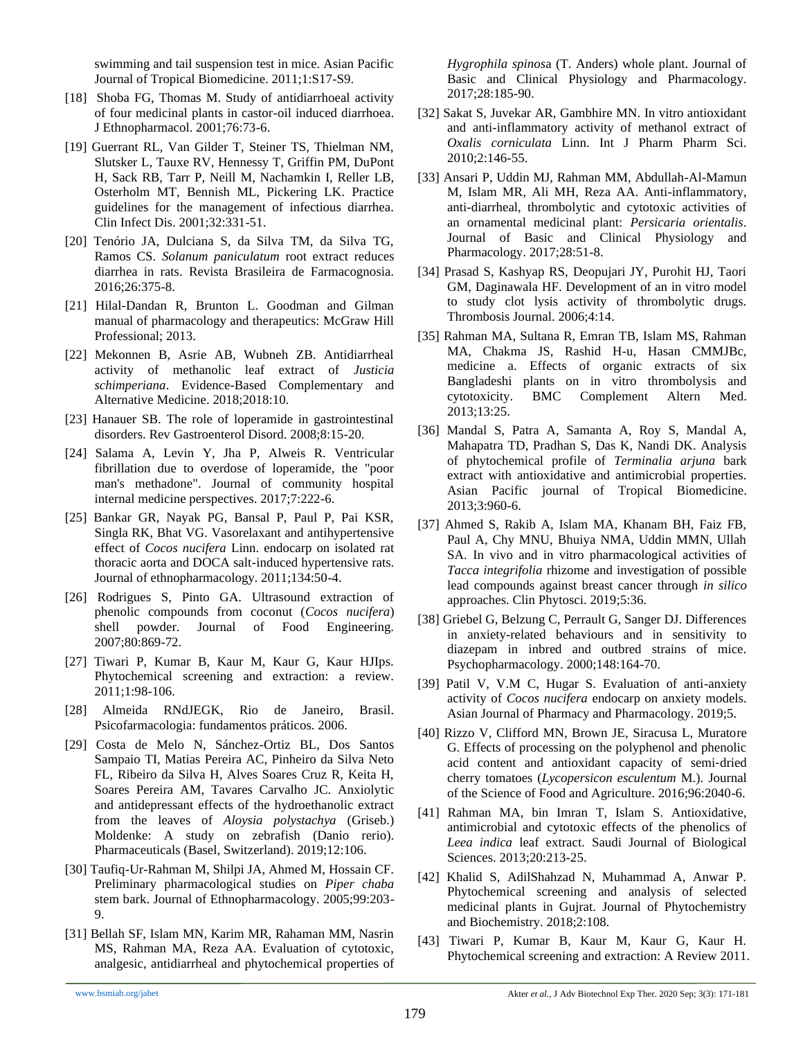swimming and tail suspension test in mice. Asian Pacific Journal of Tropical Biomedicine. 2011;1:S17-S9.

[18] Shoba FG, Thomas M. Study of antidiarrhoeal activity of four medicinal plants in castor-oil induced diarrhoea. J Ethnopharmacol. 2001;76:73-6.

[19] Guerrant RL, Van Gilder T, Steiner TS, Thielman NM, Slutsker L, Tauxe RV, Hennessy T, Griffin PM, DuPont H, Sack RB, Tarr P, Neill M, Nachamkin I, Reller LB, Osterholm MT, Bennish ML, Pickering LK. Practice guidelines for the management of infectious diarrhea. Clin Infect Dis. 2001;32:331-51.

[20] Tenório JA, Dulciana S, da Silva TM, da Silva TG, Ramos CS. *Solanum paniculatum* root extract reduces diarrhea in rats. Revista Brasileira de Farmacognosia. 2016;26:375-8.

[21] Hilal-Dandan R, Brunton L. Goodman and Gilman manual of pharmacology and therapeutics: McGraw Hill Professional; 2013.

[22] Mekonnen B, Asrie AB, Wubneh ZB. Antidiarrheal activity of methanolic leaf extract of *Justicia schimperiana*. Evidence-Based Complementary and Alternative Medicine. 2018;2018:10.

[23] Hanauer SB. The role of loperamide in gastrointestinal disorders. Rev Gastroenterol Disord. 2008;8:15-20.

[24] Salama A, Levin Y, Jha P, Alweis R. Ventricular fibrillation due to overdose of loperamide, the "poor man's methadone". Journal of community hospital internal medicine perspectives. 2017;7:222-6.

[25] Bankar GR, Nayak PG, Bansal P, Paul P, Pai KSR, Singla RK, Bhat VG. Vasorelaxant and antihypertensive effect of *Cocos nucifera* Linn. endocarp on isolated rat thoracic aorta and DOCA salt-induced hypertensive rats. Journal of ethnopharmacology. 2011;134:50-4.

[26] Rodrigues S, Pinto GA. Ultrasound extraction of phenolic compounds from coconut (*Cocos nucifera*) shell powder. Journal of Food Engineering. 2007;80:869-72.

[27] Tiwari P, Kumar B, Kaur M, Kaur G, Kaur HJIps. Phytochemical screening and extraction: a review. 2011;1:98-106.

[28] Almeida RNdJEGK, Rio de Janeiro, Brasil. Psicofarmacologia: fundamentos práticos. 2006.

[29] Costa de Melo N, Sánchez-Ortiz BL, Dos Santos Sampaio TI, Matias Pereira AC, Pinheiro da Silva Neto FL, Ribeiro da Silva H, Alves Soares Cruz R, Keita H, Soares Pereira AM, Tavares Carvalho JC. Anxiolytic and antidepressant effects of the hydroethanolic extract from the leaves of *Aloysia polystachya* (Griseb.) Moldenke: A study on zebrafish (Danio rerio). Pharmaceuticals (Basel, Switzerland). 2019;12:106.

[30] Taufiq-Ur-Rahman M, Shilpi JA, Ahmed M, Hossain CF. Preliminary pharmacological studies on *Piper chaba* stem bark. Journal of Ethnopharmacology. 2005;99:203-9.

[31] Bellah SF, Islam MN, Karim MR, Rahaman MM, Nasrin MS, Rahman MA, Reza AA. Evaluation of cytotoxic, analgesic, antidiarrheal and phytochemical properties of *Hygrophila spinosa* (T. Anders) whole plant. Journal of Basic and Clinical Physiology and Pharmacology. 2017;28:185-90.

[32] Sakat S, Juvekar AR, Gambhire MN. In vitro antioxidant and anti-inflammatory activity of methanol extract of *Oxalis corniculata* Linn. Int J Pharm Pharm Sci. 2010;2:146-55.

[33] Ansari P, Uddin MJ, Rahman MM, Abdullah-Al-Mamun M, Islam MR, Ali MH, Reza AA. Anti-inflammatory, anti-diarrheal, thrombolytic and cytotoxic activities of an ornamental medicinal plant: *Persicaria orientalis*. Journal of Basic and Clinical Physiology and Pharmacology. 2017;28:51-8.

[34] Prasad S, Kashyap RS, Deopujari JY, Purohit HJ, Taori GM, Daginawala HF. Development of an in vitro model to study clot lysis activity of thrombolytic drugs. Thrombosis Journal. 2006;4:14.

[35] Rahman MA, Sultana R, Emran TB, Islam MS, Rahman MA, Chakma JS, Rashid H-u, Hasan CMMJBc, medicine a. Effects of organic extracts of six Bangladeshi plants on in vitro thrombolysis and cytotoxicity. BMC Complement Altern Med. 2013;13:25.

[36] Mandal S, Patra A, Samanta A, Roy S, Mandal A, Mahapatra TD, Pradhan S, Das K, Nandi DK. Analysis of phytochemical profile of *Terminalia arjuna* bark extract with antioxidative and antimicrobial properties. Asian Pacific journal of Tropical Biomedicine. 2013;3:960-6.

[37] Ahmed S, Rakib A, Islam MA, Khanam BH, Faiz FB, Paul A, Chy MNU, Bhuiya NMA, Uddin MMN, Ullah SA. In vivo and in vitro pharmacological activities of *Tacca integrifolia* rhizome and investigation of possible lead compounds against breast cancer through *in silico* approaches. Clin Phytosci. 2019;5:36.

[38] Griebel G, Belzung C, Perrault G, Sanger DJ. Differences in anxiety-related behaviours and in sensitivity to diazepam in inbred and outbred strains of mice. Psychopharmacology. 2000;148:164-70.

[39] Patil V, V.M C, Hugar S. Evaluation of anti-anxiety activity of *Cocos nucifera* endocarp on anxiety models. Asian Journal of Pharmacy and Pharmacology. 2019;5.

[40] Rizzo V, Clifford MN, Brown JE, Siracusa L, Muratore G. Effects of processing on the polyphenol and phenolic acid content and antioxidant capacity of semi-dried cherry tomatoes (*Lycopersicon esculentum* M.). Journal of the Science of Food and Agriculture. 2016;96:2040-6.

[41] Rahman MA, bin Imran T, Islam S. Antioxidative, antimicrobial and cytotoxic effects of the phenolics of *Leea indica* leaf extract. Saudi Journal of Biological Sciences. 2013;20:213-25.

[42] Khalid S, AdilShahzad N, Muhammad A, Anwar P. Phytochemical screening and analysis of selected medicinal plants in Gujrat. Journal of Phytochemistry and Biochemistry. 2018;2:108.

[43] Tiwari P, Kumar B, Kaur M, Kaur G, Kaur H. Phytochemical screening and extraction: A Review 2011.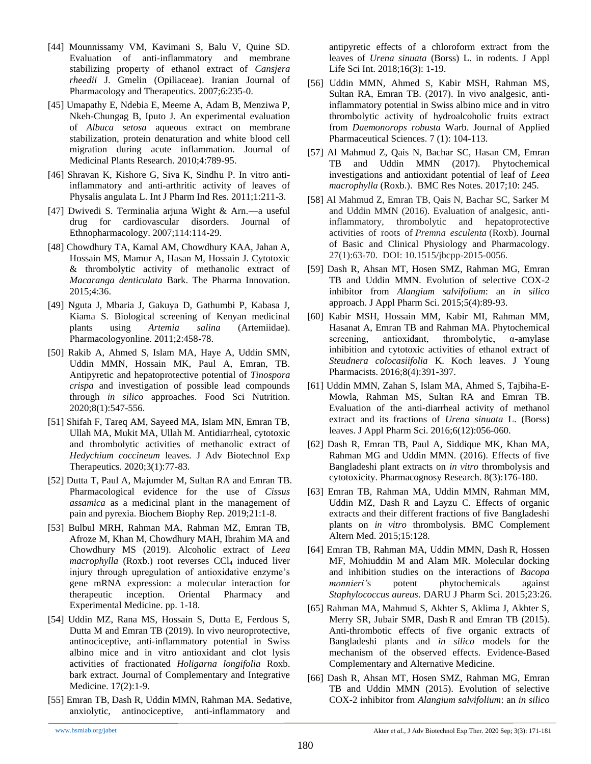[44] Mounnissamy VM, Kavimani S, Balu V, Quine SD. Evaluation of anti-inflammatory and membrane stabilizing property of ethanol extract of *Cansjera rheedii* J. Gmelin (Opiliaceae). Iranian Journal of Pharmacology and Therapeutics. 2007;6:235-0.

[45] Umapathy E, Ndebia E, Meeme A, Adam B, Menziwa P, Nkeh-Chungag B, Iputo J. An experimental evaluation of *Albuca setosa* aqueous extract on membrane stabilization, protein denaturation and white blood cell migration during acute inflammation. Journal of Medicinal Plants Research. 2010;4:789-95.

[46] Shravan K, Kishore G, Siva K, Sindhu P. In vitro anti-inflammatory and anti-arthritic activity of leaves of Physalis angulata L. Int J Pharm Ind Res. 2011;1:211-3.

[47] Dwivedi S. Terminalia arjuna Wight & Arn.—a useful drug for cardiovascular disorders. Journal of Ethnopharmacology. 2007;114:114-29.

[48] Chowdhury TA, Kamal AM, Chowdhury KAA, Jahan A, Hossain MS, Mamur A, Hasan M, Hossain J. Cytotoxic & thrombolytic activity of methanolic extract of *Macaranga denticulata* Bark. The Pharma Innovation. 2015;4:36.

[49] Nguta J, Mbaria J, Gakuya D, Gathumbi P, Kabasa J, Kiama S. Biological screening of Kenyan medicinal plants using *Artemia salina* (Artemiidae). Pharmacologyonline. 2011;2:458-78.

[50] Rakib A, Ahmed S, Islam MA, Haye A, Uddin SMN, Uddin MMN, Hossain MK, Paul A, Emran, TB. Antipyretic and hepatoprotective potential of *Tinospora crispa* and investigation of possible lead compounds through *in silico* approaches. Food Sci Nutrition. 2020;8(1):547-556.

[51] Shifah F, Tareq AM, Sayeed MA, Islam MN, Emran TB, Ullah MA, Mukit MA, Ullah M. Antidiarrheal, cytotoxic and thrombolytic activities of methanolic extract of *Hedychium coccineum* leaves. J Adv Biotechnol Exp Therapeutics. 2020;3(1):77-83.

[52] Dutta T, Paul A, Majumder M, Sultan RA and Emran TB. Pharmacological evidence for the use of *Cissus assamica* as a medicinal plant in the management of pain and pyrexia. Biochem Biophy Rep. 2019;21:1-8.

[53] Bulbul MRH, Rahman MA, Rahman MZ, Emran TB, Afroze M, Khan M, Chowdhury MAH, Ibrahim MA and Chowdhury MS (2019). Alcoholic extract of *Leea macrophylla* (Roxb.) root reverses $CCl_4$ induced liver injury through upregulation of antioxidative enzyme's gene mRNA expression: a molecular interaction for therapeutic inception. Oriental Pharmacy and Experimental Medicine. pp. 1-18.

[54] Uddin MZ, Rana MS, Hossain S, Dutta E, Ferdous S, Dutta M and Emran TB (2019). In vivo neuroprotective, antinociceptive, anti-inflammatory potential in Swiss albino mice and in vitro antioxidant and clot lysis activities of fractionated *Holigarna longifolia* Roxb. bark extract. Journal of Complementary and Integrative Medicine. 17(2):1-9.

[55] Emran TB, Dash R, Uddin MMN, Rahman MA. Sedative, anxiolytic, antinociceptive, anti-inflammatory and antipyretic effects of a chloroform extract from the leaves of *Urena sinuata* (Borss) L. in rodents. J Appl Life Sci Int. 2018;16(3): 1-19.

[56] Uddin MMN, Ahmed S, Kabir MSH, Rahman MS, Sultan RA, Emran TB. (2017). In vivo analgesic, anti-inflammatory potential in Swiss albino mice and in vitro thrombolytic activity of hydroalcoholic fruits extract from *Daemonorops robusta* Warb. Journal of Applied Pharmaceutical Sciences. 7 (1): 104-113.

[57] Al Mahmud Z, Qais N, Bachar SC, Hasan CM, Emran TB and Uddin MMN (2017). Phytochemical investigations and antioxidant potential of leaf of *Leea macrophylla* (Roxb.). BMC Res Notes. 2017;10: 245.

[58] Al Mahmud Z, Emran TB, Qais N, Bachar SC, Sarker M and Uddin MMN (2016). Evaluation of analgesic, anti-inflammatory, thrombolytic and hepatoprotective activities of roots of *Premna esculenta* (Roxb). Journal of Basic and Clinical Physiology and Pharmacology. 27(1):63-70. DOI: 10.1515/jbcpp-2015-0056.

[59] Dash R, Ahsan MT, Hosen SMZ, Rahman MG, Emran TB and Uddin MMN. Evolution of selective COX-2 inhibitor from *Alangium salvifolium*: an *in silico* approach. J Appl Pharm Sci. 2015;5(4):89-93.

[60] Kabir MSH, Hossain MM, Kabir MI, Rahman MM, Hasanat A, Emran TB and Rahman MA. Phytochemical screening, antioxidant, thrombolytic, α-amylase inhibition and cytotoxic activities of ethanol extract of *Steudnera colocasiifolia* K. Koch leaves. J Young Pharmacists. 2016;8(4):391-397.

[61] Uddin MMN, Zahan S, Islam MA, Ahmed S, Tajbiha-E-Mowla, Rahman MS, Sultan RA and Emran TB. Evaluation of the anti-diarrheal activity of methanol extract and its fractions of *Urena sinuata* L. (Borss) leaves. J Appl Pharm Sci. 2016;6(12):056-060.

[62] Dash R, Emran TB, Paul A, Siddique MK, Khan MA, Rahman MG and Uddin MMN. (2016). Effects of five Bangladeshi plant extracts on *in vitro* thrombolysis and cytotoxicity. Pharmacognosy Research. 8(3):176-180.

[63] Emran TB, Rahman MA, Uddin MMN, Rahman MM, Uddin MZ, Dash R and Layzu C. Effects of organic extracts and their different fractions of five Bangladeshi plants on *in vitro* thrombolysis. BMC Complement Altern Med. 2015;15:128.

[64] Emran TB, Rahman MA, Uddin MMN, Dash R, Hossen MF, Mohiuddin M and Alam MR. Molecular docking and inhibition studies on the interactions of *Bacopa monnieri*'s potent phytochemicals against *Staphylococcus aureus*. DARU J Pharm Sci. 2015;23:26.

[65] Rahman MA, Mahmud S, Akhter S, Aklima J, Akhter S, Merry SR, Jubair SMR, Dash R and Emran TB (2015). Anti-thrombotic effects of five organic extracts of Bangladeshi plants and *in silico* models for the mechanism of the observed effects. Evidence-Based Complementary and Alternative Medicine.

[66] Dash R, Ahsan MT, Hosen SMZ, Rahman MG, Emran TB and Uddin MMN (2015). Evolution of selective COX-2 inhibitor from *Alangium salvifolium*: an *in silico*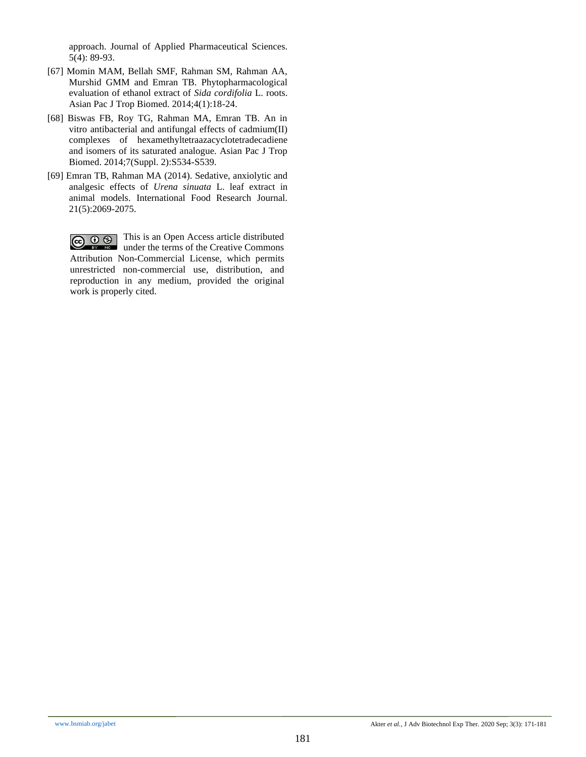approach. Journal of Applied Pharmaceutical Sciences. 5(4): 89-93.

[67] Momin MAM, Bellah SMF, Rahman SM, Rahman AA, Murshid GMM and Emran TB. Phytopharmacological evaluation of ethanol extract of *Sida cordifolia* L. roots. Asian Pac J Trop Biomed. 2014;4(1):18-24.

[68] Biswas FB, Roy TG, Rahman MA, Emran TB. An in vitro antibacterial and antifungal effects of cadmium(II) complexes of hexamethyltetraazacyclotetradecadiene and isomers of its saturated analogue. Asian Pac J Trop Biomed. 2014;7(Suppl. 2):S534-S539.

[69] Emran TB, Rahman MA (2014). Sedative, anxiolytic and analgesic effects of *Urena sinuata* L. leaf extract in animal models. International Food Research Journal. 21(5):2069-2075.

This is an Open Access article distributed under the terms of the Creative Commons Attribution Non-Commercial License, which permits unrestricted non-commercial use, distribution, and reproduction in any medium, provided the original work is properly cited.